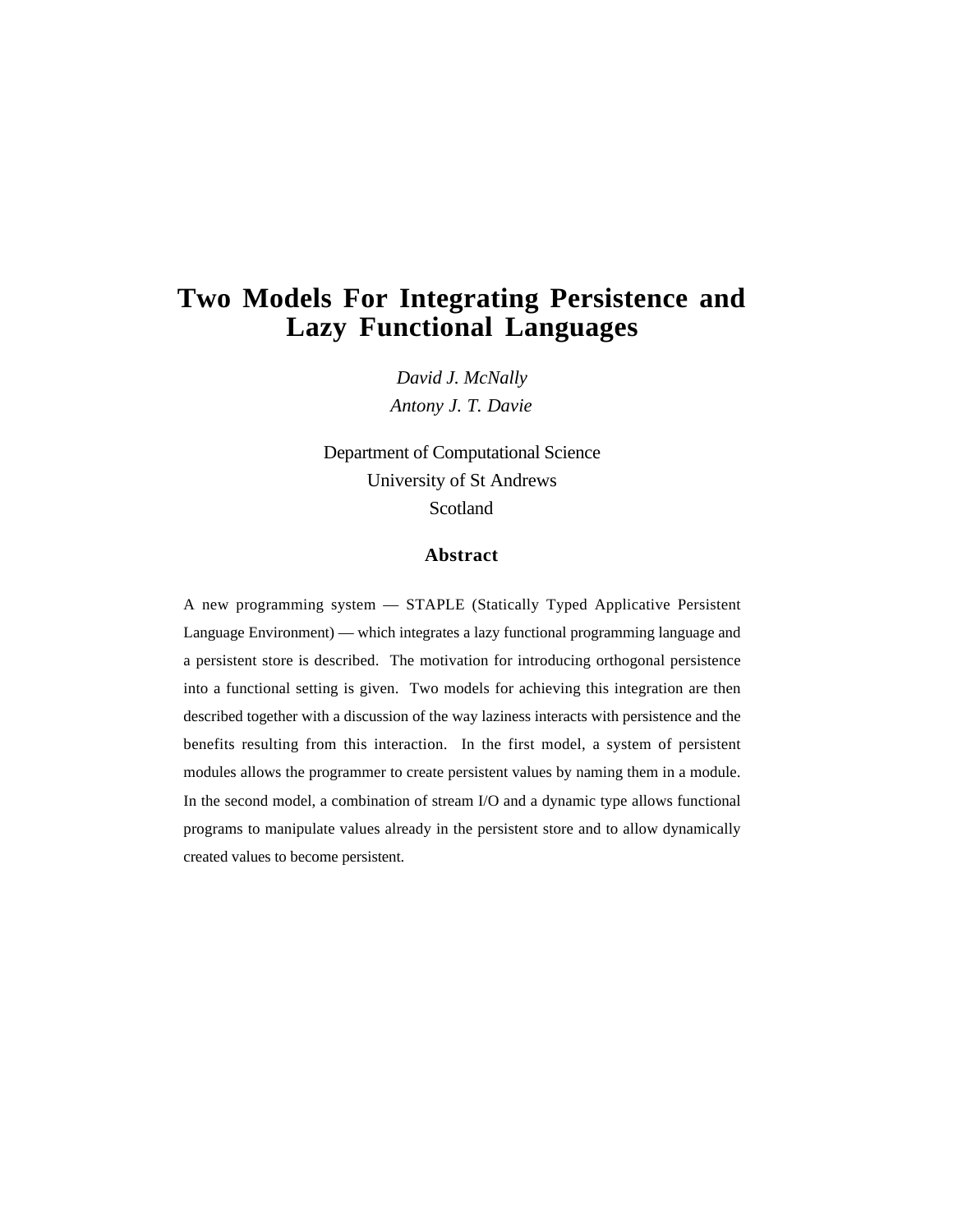# Two Models For Integrating Persistence and Lazy Functional Languages

*David J. McNally*
*Antony J. T. Davie*

Department of Computational Science
University of St Andrews
Scotland

## Abstract

A new programming system — STAPLE (Statically Typed Applicative Persistent Language Environment) — which integrates a lazy functional programming language and a persistent store is described. The motivation for introducing orthogonal persistence into a functional setting is given. Two models for achieving this integration are then described together with a discussion of the way laziness interacts with persistence and the benefits resulting from this interaction. In the first model, a system of persistent modules allows the programmer to create persistent values by naming them in a module. In the second model, a combination of stream I/O and a dynamic type allows functional programs to manipulate values already in the persistent store and to allow dynamically created values to become persistent.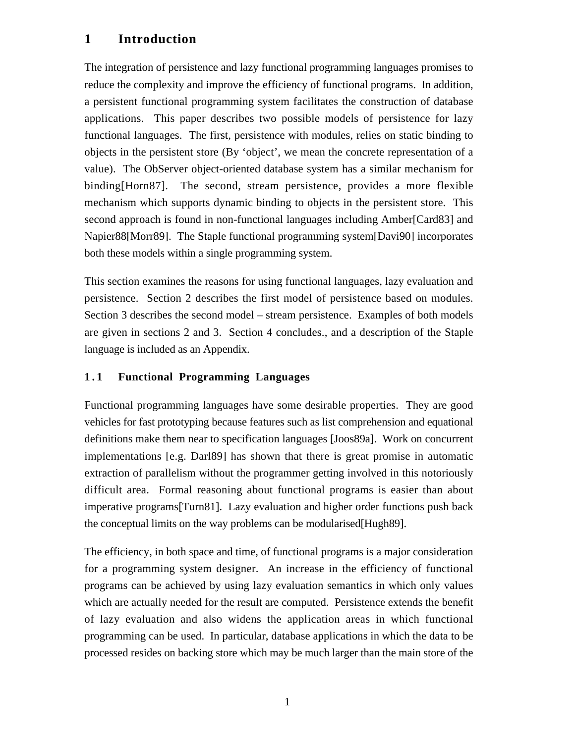# 1 Introduction

The integration of persistence and lazy functional programming languages promises to reduce the complexity and improve the efficiency of functional programs. In addition, a persistent functional programming system facilitates the construction of database applications. This paper describes two possible models of persistence for lazy functional languages. The first, persistence with modules, relies on static binding to objects in the persistent store (By ‘object’, we mean the concrete representation of a value). The ObServer object-oriented database system has a similar mechanism for binding[Horn87]. The second, stream persistence, provides a more flexible mechanism which supports dynamic binding to objects in the persistent store. This second approach is found in non-functional languages including Amber[Card83] and Napier88[Morr89]. The Staple functional programming system[Davi90] incorporates both these models within a single programming system.

This section examines the reasons for using functional languages, lazy evaluation and persistence. Section 2 describes the first model of persistence based on modules. Section 3 describes the second model – stream persistence. Examples of both models are given in sections 2 and 3. Section 4 concludes., and a description of the Staple language is included as an Appendix.

## 1.1 Functional Programming Languages

Functional programming languages have some desirable properties. They are good vehicles for fast prototyping because features such as list comprehension and equational definitions make them near to specification languages [Joos89a]. Work on concurrent implementations [e.g. Darl89] has shown that there is great promise in automatic extraction of parallelism without the programmer getting involved in this notoriously difficult area. Formal reasoning about functional programs is easier than about imperative programs[Turn81]. Lazy evaluation and higher order functions push back the conceptual limits on the way problems can be modularised[Hugh89].

The efficiency, in both space and time, of functional programs is a major consideration for a programming system designer. An increase in the efficiency of functional programs can be achieved by using lazy evaluation semantics in which only values which are actually needed for the result are computed. Persistence extends the benefit of lazy evaluation and also widens the application areas in which functional programming can be used. In particular, database applications in which the data to be processed resides on backing store which may be much larger than the main store of the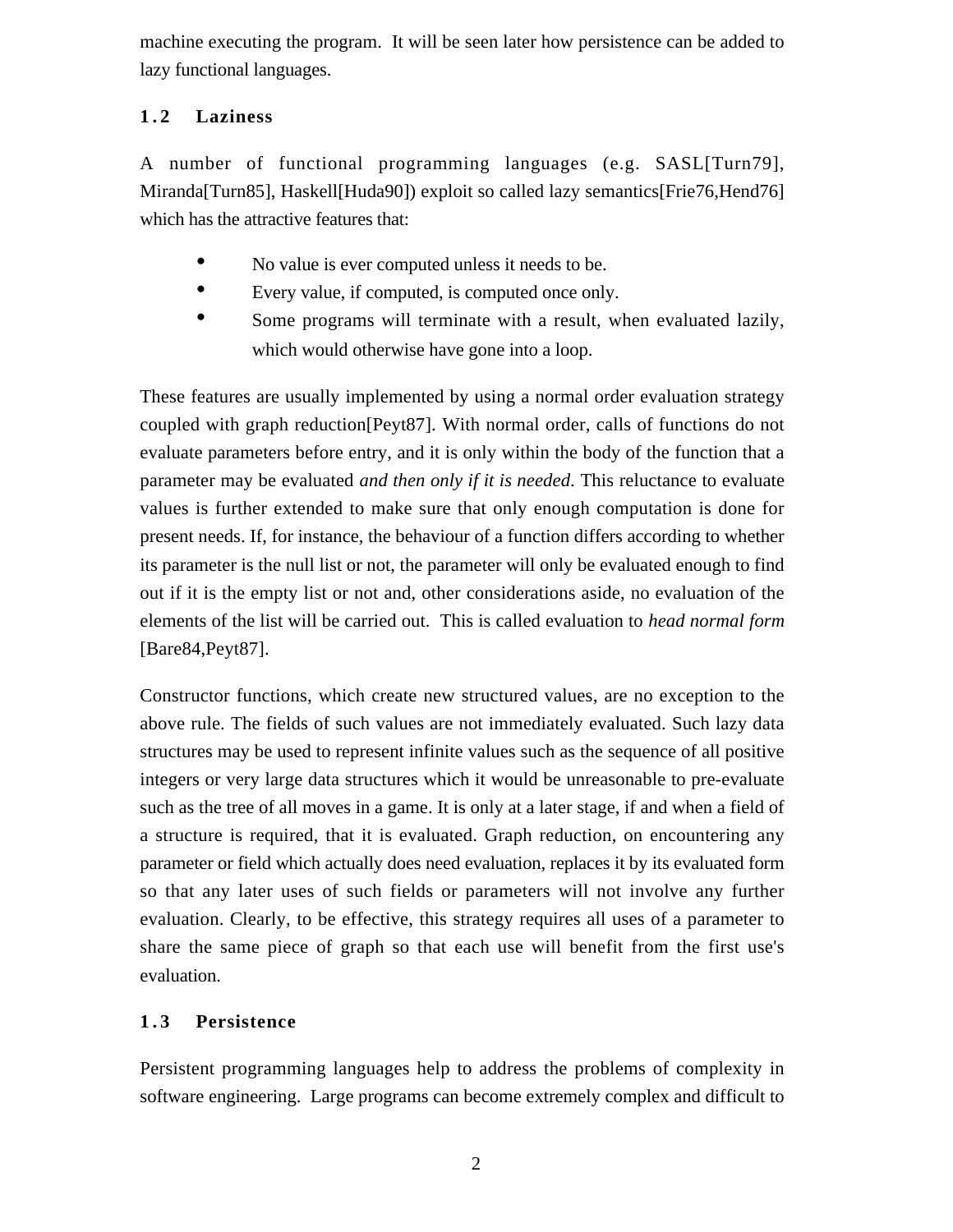machine executing the program. It will be seen later how persistence can be added to lazy functional languages.

## 1.2 Laziness

A number of functional programming languages (e.g. SASL[Turn79], Miranda[Turn85], Haskell[Huda90]) exploit so called lazy semantics[Frie76,Hend76] which has the attractive features that:

- No value is ever computed unless it needs to be.
- Every value, if computed, is computed once only.
- Some programs will terminate with a result, when evaluated lazily, which would otherwise have gone into a loop.

These features are usually implemented by using a normal order evaluation strategy coupled with graph reduction[Peyt87]. With normal order, calls of functions do not evaluate parameters before entry, and it is only within the body of the function that a parameter may be evaluated *and then only if it is needed*. This reluctance to evaluate values is further extended to make sure that only enough computation is done for present needs. If, for instance, the behaviour of a function differs according to whether its parameter is the null list or not, the parameter will only be evaluated enough to find out if it is the empty list or not and, other considerations aside, no evaluation of the elements of the list will be carried out. This is called evaluation to *head normal form* [Bare84,Peyt87].

Constructor functions, which create new structured values, are no exception to the above rule. The fields of such values are not immediately evaluated. Such lazy data structures may be used to represent infinite values such as the sequence of all positive integers or very large data structures which it would be unreasonable to pre-evaluate such as the tree of all moves in a game. It is only at a later stage, if and when a field of a structure is required, that it is evaluated. Graph reduction, on encountering any parameter or field which actually does need evaluation, replaces it by its evaluated form so that any later uses of such fields or parameters will not involve any further evaluation. Clearly, to be effective, this strategy requires all uses of a parameter to share the same piece of graph so that each use will benefit from the first use's evaluation.

## 1.3 Persistence

Persistent programming languages help to address the problems of complexity in software engineering. Large programs can become extremely complex and difficult to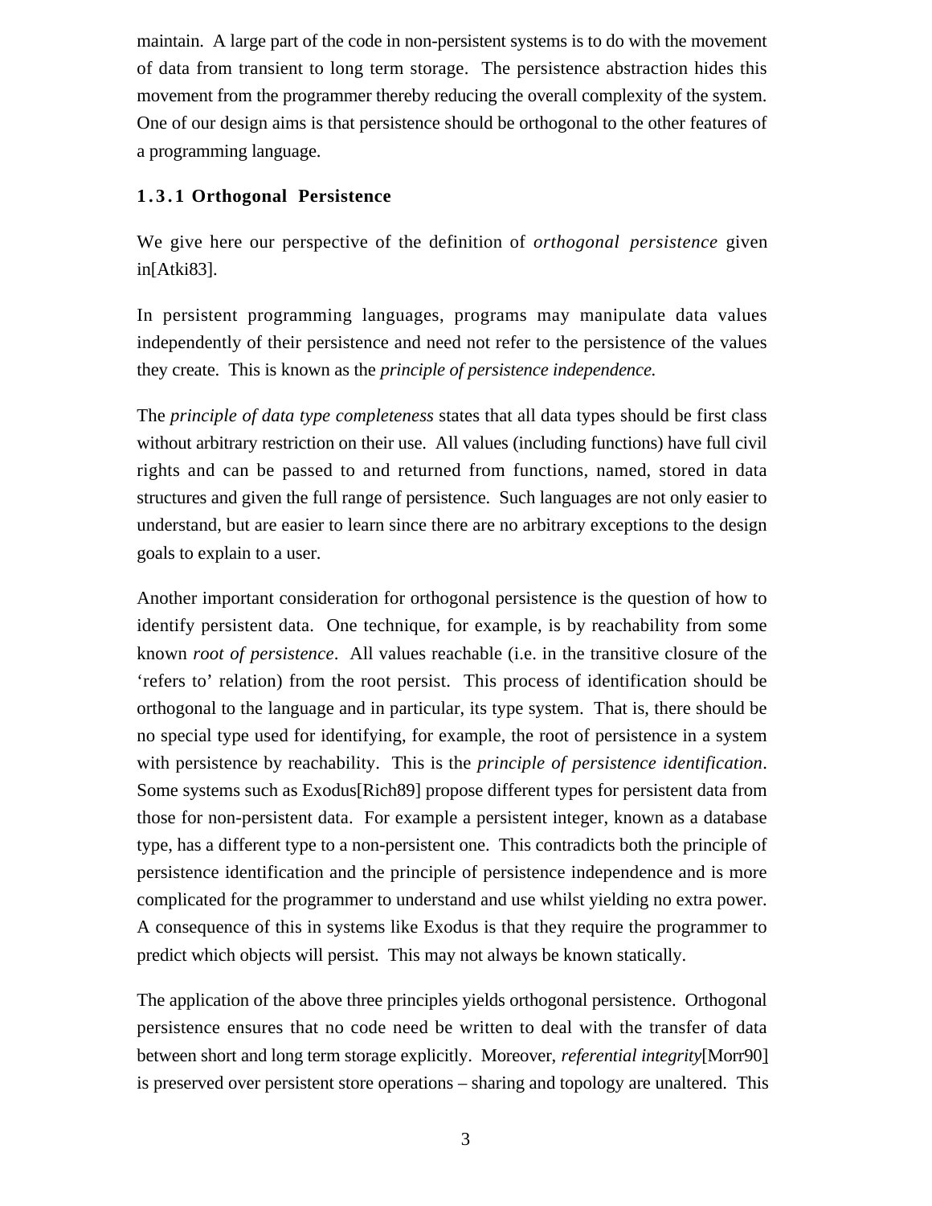maintain. A large part of the code in non-persistent systems is to do with the movement of data from transient to long term storage. The persistence abstraction hides this movement from the programmer thereby reducing the overall complexity of the system. One of our design aims is that persistence should be orthogonal to the other features of a programming language.

### 1.3.1 Orthogonal Persistence

We give here our perspective of the definition of *orthogonal persistence* given in[Atki83].

In persistent programming languages, programs may manipulate data values independently of their persistence and need not refer to the persistence of the values they create. This is known as the *principle of persistence independence.*

The *principle of data type completeness* states that all data types should be first class without arbitrary restriction on their use. All values (including functions) have full civil rights and can be passed to and returned from functions, named, stored in data structures and given the full range of persistence. Such languages are not only easier to understand, but are easier to learn since there are no arbitrary exceptions to the design goals to explain to a user.

Another important consideration for orthogonal persistence is the question of how to identify persistent data. One technique, for example, is by reachability from some known *root of persistence*. All values reachable (i.e. in the transitive closure of the 'refers to' relation) from the root persist. This process of identification should be orthogonal to the language and in particular, its type system. That is, there should be no special type used for identifying, for example, the root of persistence in a system with persistence by reachability. This is the *principle of persistence identification*. Some systems such as Exodus[Rich89] propose different types for persistent data from those for non-persistent data. For example a persistent integer, known as a database type, has a different type to a non-persistent one. This contradicts both the principle of persistence identification and the principle of persistence independence and is more complicated for the programmer to understand and use whilst yielding no extra power. A consequence of this in systems like Exodus is that they require the programmer to predict which objects will persist. This may not always be known statically.

The application of the above three principles yields orthogonal persistence. Orthogonal persistence ensures that no code need be written to deal with the transfer of data between short and long term storage explicitly. Moreover, *referential integrity*[Morr90] is preserved over persistent store operations – sharing and topology are unaltered. This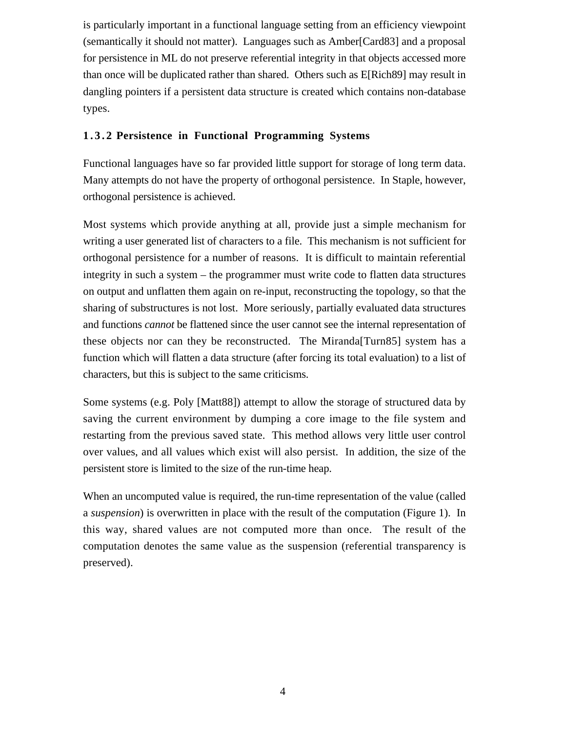is particularly important in a functional language setting from an efficiency viewpoint (semantically it should not matter). Languages such as Amber[Card83] and a proposal for persistence in ML do not preserve referential integrity in that objects accessed more than once will be duplicated rather than shared. Others such as E[Rich89] may result in dangling pointers if a persistent data structure is created which contains non-database types.

### 1.3.2 Persistence in Functional Programming Systems

Functional languages have so far provided little support for storage of long term data. Many attempts do not have the property of orthogonal persistence. In Staple, however, orthogonal persistence is achieved.

Most systems which provide anything at all, provide just a simple mechanism for writing a user generated list of characters to a file. This mechanism is not sufficient for orthogonal persistence for a number of reasons. It is difficult to maintain referential integrity in such a system – the programmer must write code to flatten data structures on output and unflatten them again on re-input, reconstructing the topology, so that the sharing of substructures is not lost. More seriously, partially evaluated data structures and functions *cannot* be flattened since the user cannot see the internal representation of these objects nor can they be reconstructed. The Miranda[Turn85] system has a function which will flatten a data structure (after forcing its total evaluation) to a list of characters, but this is subject to the same criticisms.

Some systems (e.g. Poly [Matt88]) attempt to allow the storage of structured data by saving the current environment by dumping a core image to the file system and restarting from the previous saved state. This method allows very little user control over values, and all values which exist will also persist. In addition, the size of the persistent store is limited to the size of the run-time heap.

When an uncomputed value is required, the run-time representation of the value (called a *suspension*) is overwritten in place with the result of the computation (Figure 1). In this way, shared values are not computed more than once. The result of the computation denotes the same value as the suspension (referential transparency is preserved).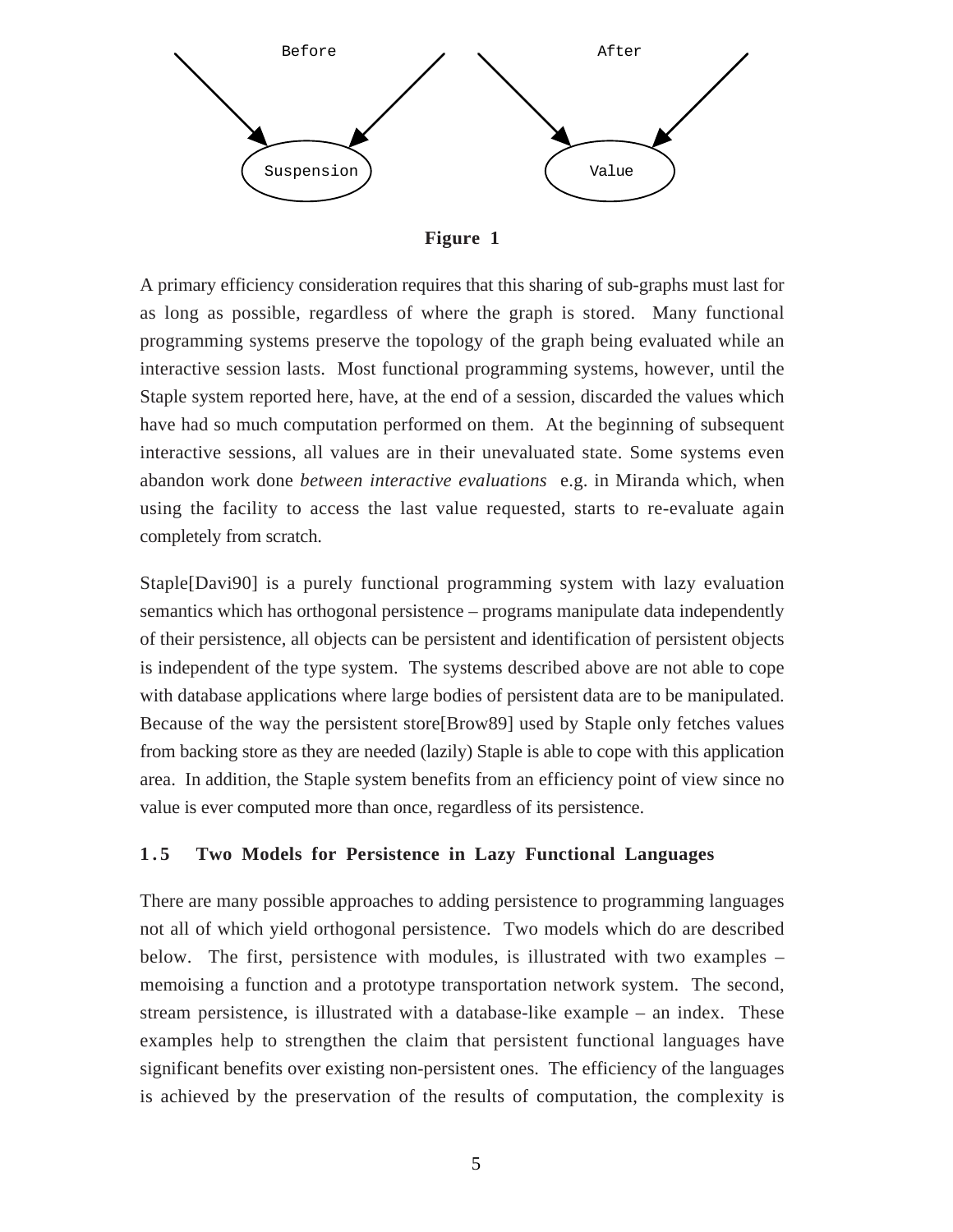Before After

Suspension Value

**Figure 1**

A primary efficiency consideration requires that this sharing of sub-graphs must last for as long as possible, regardless of where the graph is stored. Many functional programming systems preserve the topology of the graph being evaluated while an interactive session lasts. Most functional programming systems, however, until the Staple system reported here, have, at the end of a session, discarded the values which have had so much computation performed on them. At the beginning of subsequent interactive sessions, all values are in their unevaluated state. Some systems even abandon work done *between interactive evaluations* e.g. in Miranda which, when using the facility to access the last value requested, starts to re-evaluate again completely from scratch.

Staple[Davi90] is a purely functional programming system with lazy evaluation semantics which has orthogonal persistence – programs manipulate data independently of their persistence, all objects can be persistent and identification of persistent objects is independent of the type system. The systems described above are not able to cope with database applications where large bodies of persistent data are to be manipulated. Because of the way the persistent store[Brow89] used by Staple only fetches values from backing store as they are needed (lazily) Staple is able to cope with this application area. In addition, the Staple system benefits from an efficiency point of view since no value is ever computed more than once, regardless of its persistence.

### 1.5 Two Models for Persistence in Lazy Functional Languages

There are many possible approaches to adding persistence to programming languages not all of which yield orthogonal persistence. Two models which do are described below. The first, persistence with modules, is illustrated with two examples – memoising a function and a prototype transportation network system. The second, stream persistence, is illustrated with a database-like example – an index. These examples help to strengthen the claim that persistent functional languages have significant benefits over existing non-persistent ones. The efficiency of the languages is achieved by the preservation of the results of computation, the complexity is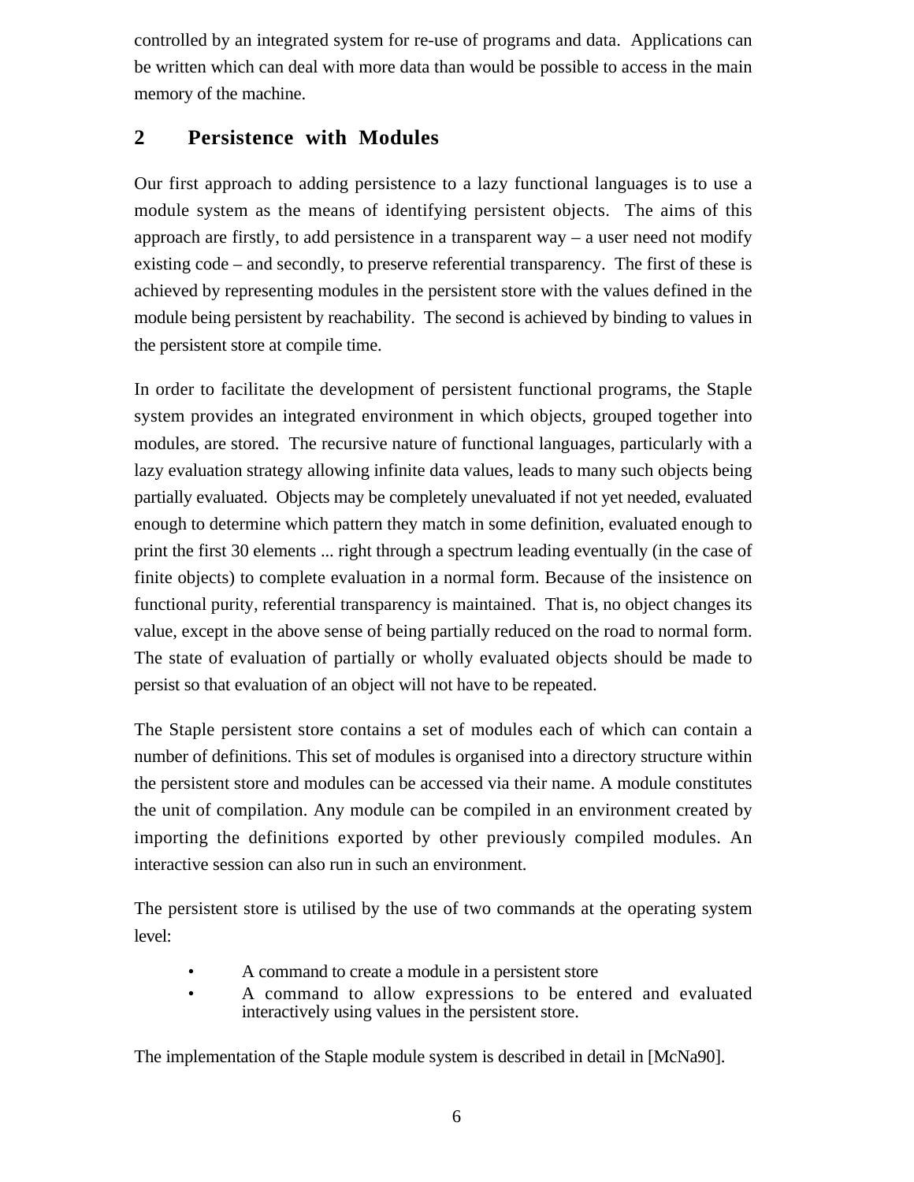controlled by an integrated system for re-use of programs and data. Applications can be written which can deal with more data than would be possible to access in the main memory of the machine.

## 2 Persistence with Modules

Our first approach to adding persistence to a lazy functional languages is to use a module system as the means of identifying persistent objects. The aims of this approach are firstly, to add persistence in a transparent way – a user need not modify existing code – and secondly, to preserve referential transparency. The first of these is achieved by representing modules in the persistent store with the values defined in the module being persistent by reachability. The second is achieved by binding to values in the persistent store at compile time.

In order to facilitate the development of persistent functional programs, the Staple system provides an integrated environment in which objects, grouped together into modules, are stored. The recursive nature of functional languages, particularly with a lazy evaluation strategy allowing infinite data values, leads to many such objects being partially evaluated. Objects may be completely unevaluated if not yet needed, evaluated enough to determine which pattern they match in some definition, evaluated enough to print the first 30 elements ... right through a spectrum leading eventually (in the case of finite objects) to complete evaluation in a normal form. Because of the insistence on functional purity, referential transparency is maintained. That is, no object changes its value, except in the above sense of being partially reduced on the road to normal form. The state of evaluation of partially or wholly evaluated objects should be made to persist so that evaluation of an object will not have to be repeated.

The Staple persistent store contains a set of modules each of which can contain a number of definitions. This set of modules is organised into a directory structure within the persistent store and modules can be accessed via their name. A module constitutes the unit of compilation. Any module can be compiled in an environment created by importing the definitions exported by other previously compiled modules. An interactive session can also run in such an environment.

The persistent store is utilised by the use of two commands at the operating system level:

- A command to create a module in a persistent store
- A command to allow expressions to be entered and evaluated interactively using values in the persistent store.

The implementation of the Staple module system is described in detail in [McNa90].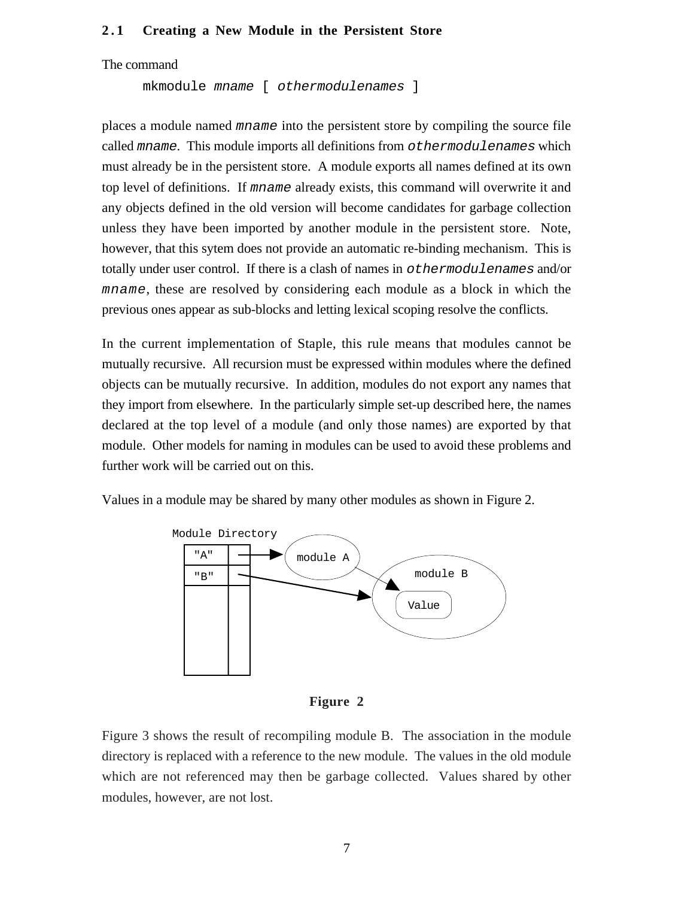### 2.1 Creating a New Module in the Persistent Store

The command

```
mkmodule mname [ othermodulenames ]
```

places a module named *mname* into the persistent store by compiling the source file called *mname*. This module imports all definitions from *othermodulenames* which must already be in the persistent store. A module exports all names defined at its own top level of definitions. If *mname* already exists, this command will overwrite it and any objects defined in the old version will become candidates for garbage collection unless they have been imported by another module in the persistent store. Note, however, that this sytem does not provide an automatic re-binding mechanism. This is totally under user control. If there is a clash of names in *othermodulenames* and/or *mname*, these are resolved by considering each module as a block in which the previous ones appear as sub-blocks and letting lexical scoping resolve the conflicts.

In the current implementation of Staple, this rule means that modules cannot be mutually recursive. All recursion must be expressed within modules where the defined objects can be mutually recursive. In addition, modules do not export any names that they import from elsewhere. In the particularly simple set-up described here, the names declared at the top level of a module (and only those names) are exported by that module. Other models for naming in modules can be used to avoid these problems and further work will be carried out on this.

Values in a module may be shared by many other modules as shown in Figure 2.

**Figure 2**

Figure 3 shows the result of recompiling module B. The association in the module directory is replaced with a reference to the new module. The values in the old module which are not referenced may then be garbage collected. Values shared by other modules, however, are not lost.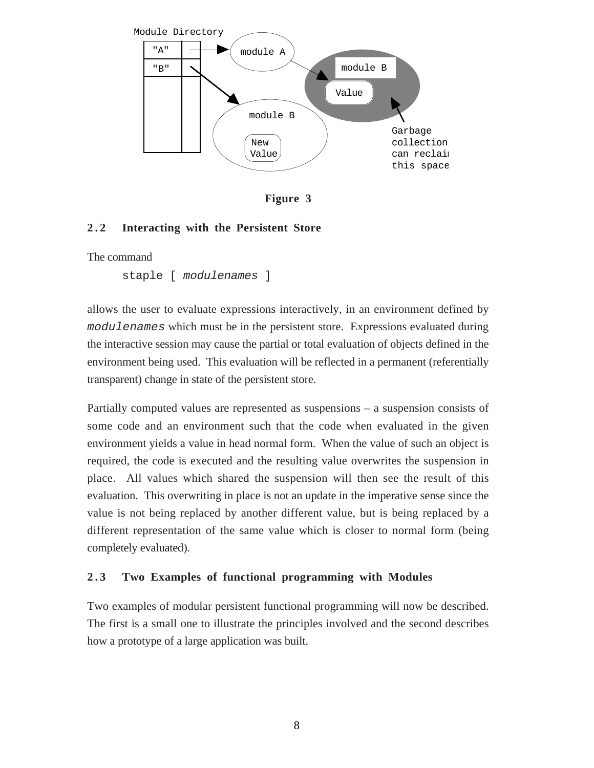Figure 3

### 2.2 Interacting with the Persistent Store

The command

```
staple [ modulenames ]
```

allows the user to evaluate expressions interactively, in an environment defined by `modulenames` which must be in the persistent store. Expressions evaluated during the interactive session may cause the partial or total evaluation of objects defined in the environment being used. This evaluation will be reflected in a permanent (referentially transparent) change in state of the persistent store.

Partially computed values are represented as suspensions – a suspension consists of some code and an environment such that the code when evaluated in the given environment yields a value in head normal form. When the value of such an object is required, the code is executed and the resulting value overwrites the suspension in place. All values which shared the suspension will then see the result of this evaluation. This overwriting in place is not an update in the imperative sense since the value is not being replaced by another different value, but is being replaced by a different representation of the same value which is closer to normal form (being completely evaluated).

### 2.3 Two Examples of functional programming with Modules

Two examples of modular persistent functional programming will now be described. The first is a small one to illustrate the principles involved and the second describes how a prototype of a large application was built.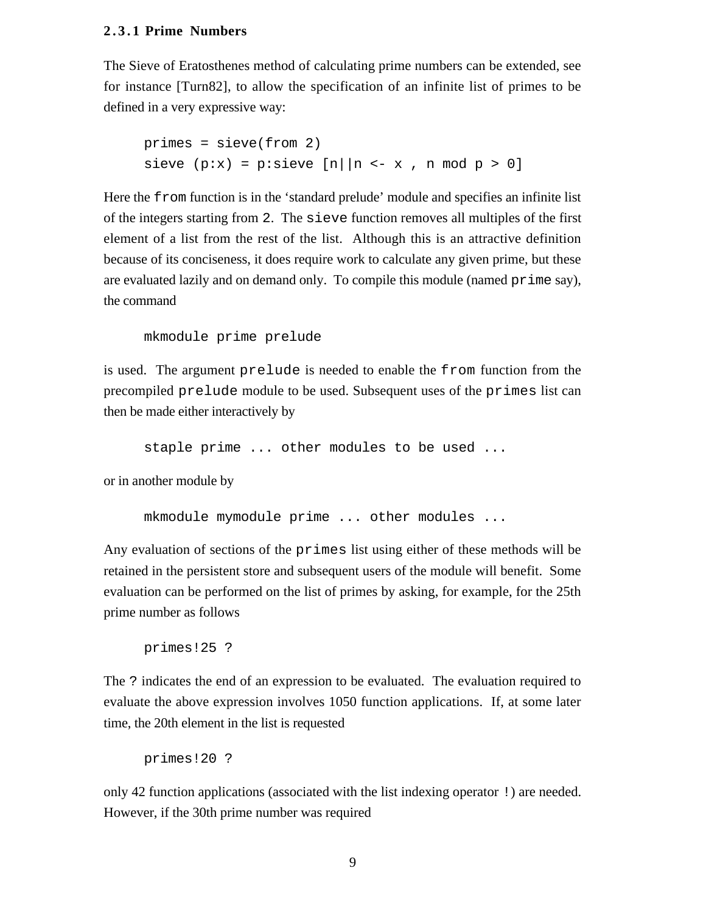### 2.3.1 Prime Numbers

The Sieve of Eratosthenes method of calculating prime numbers can be extended, see for instance [Turn82], to allow the specification of an infinite list of primes to be defined in a very expressive way:

```
primes = sieve(from 2)
sieve (p:x) = p:sieve [n||n <- x , n mod p > 0]
```

Here the `from` function is in the 'standard prelude' module and specifies an infinite list of the integers starting from `2`. The `sieve` function removes all multiples of the first element of a list from the rest of the list. Although this is an attractive definition because of its conciseness, it does require work to calculate any given prime, but these are evaluated lazily and on demand only. To compile this module (named `prime` say), the command

```
mkmodule prime prelude
```

is used. The argument `prelude` is needed to enable the `from` function from the precompiled `prelude` module to be used. Subsequent uses of the `primes` list can then be made either interactively by

```
staple prime ... other modules to be used ...
```

or in another module by

```
mkmodule mymodule prime ... other modules ...
```

Any evaluation of sections of the `primes` list using either of these methods will be retained in the persistent store and subsequent users of the module will benefit. Some evaluation can be performed on the list of primes by asking, for example, for the 25th prime number as follows

```
primes!25 ?
```

The `?` indicates the end of an expression to be evaluated. The evaluation required to evaluate the above expression involves 1050 function applications. If, at some later time, the 20th element in the list is requested

```
primes!20 ?
```

only 42 function applications (associated with the list indexing operator `!`) are needed. However, if the 30th prime number was required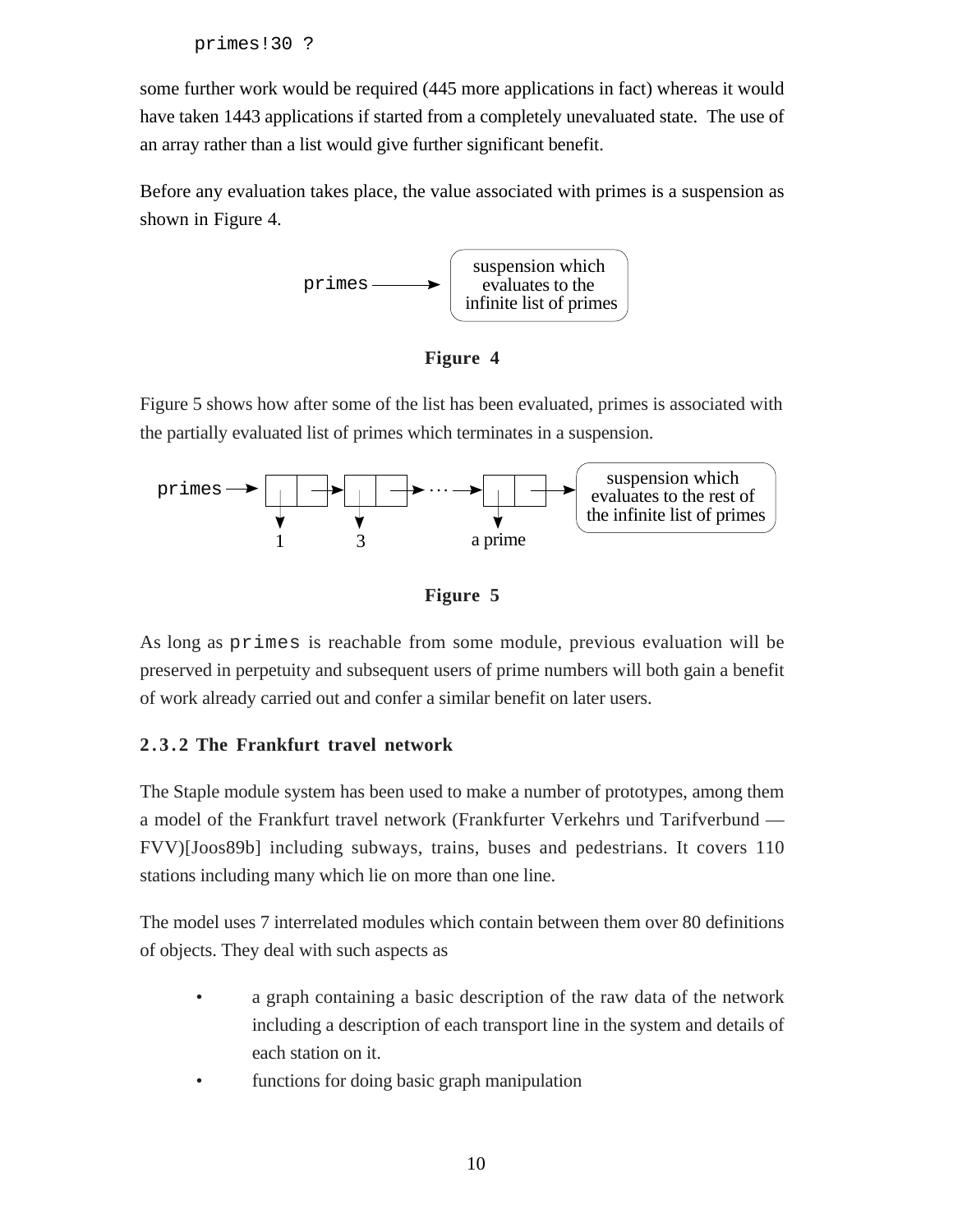```
primes!30 ?
```

some further work would be required (445 more applications in fact) whereas it would have taken 1443 applications if started from a completely unevaluated state. The use of an array rather than a list would give further significant benefit.

Before any evaluation takes place, the value associated with primes is a suspension as shown in Figure 4.

primes → suspension which evaluates to the infinite list of primes

**Figure 4**

Figure 5 shows how after some of the list has been evaluated, primes is associated with the partially evaluated list of primes which terminates in a suspension.

primes → 1 → 3 → … → a prime → suspension which evaluates to the rest of the infinite list of primes

**Figure 5**

As long as `primes` is reachable from some module, previous evaluation will be preserved in perpetuity and subsequent users of prime numbers will both gain a benefit of work already carried out and confer a similar benefit on later users.

### 2.3.2 The Frankfurt travel network

The Staple module system has been used to make a number of prototypes, among them a model of the Frankfurt travel network (Frankfurter Verkehrs und Tarifverbund — FVV)[Joos89b] including subways, trains, buses and pedestrians. It covers 110 stations including many which lie on more than one line.

The model uses 7 interrelated modules which contain between them over 80 definitions of objects. They deal with such aspects as

- a graph containing a basic description of the raw data of the network including a description of each transport line in the system and details of each station on it.
- functions for doing basic graph manipulation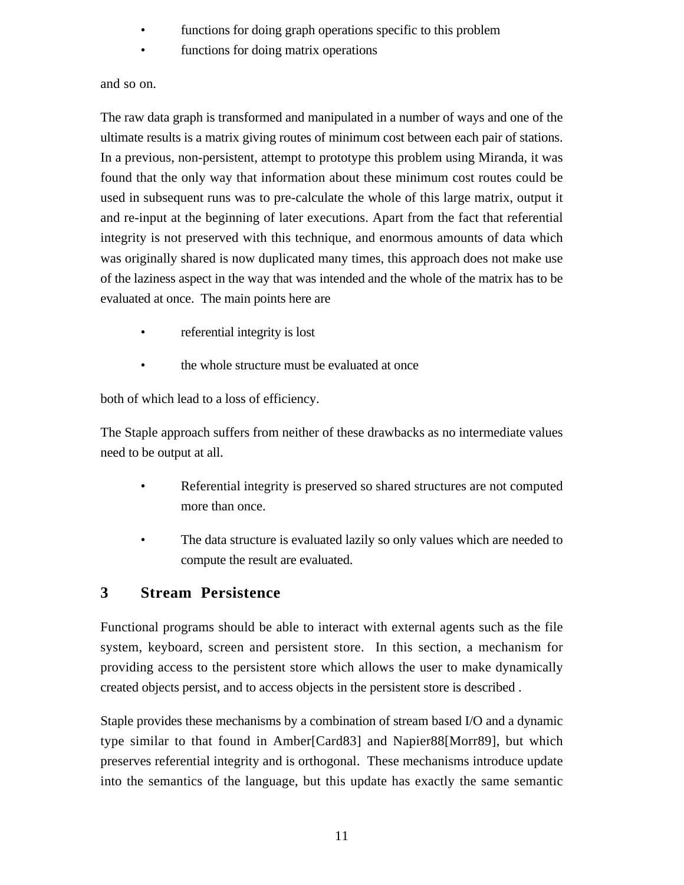- functions for doing graph operations specific to this problem
- functions for doing matrix operations

and so on.

The raw data graph is transformed and manipulated in a number of ways and one of the ultimate results is a matrix giving routes of minimum cost between each pair of stations. In a previous, non-persistent, attempt to prototype this problem using Miranda, it was found that the only way that information about these minimum cost routes could be used in subsequent runs was to pre-calculate the whole of this large matrix, output it and re-input at the beginning of later executions. Apart from the fact that referential integrity is not preserved with this technique, and enormous amounts of data which was originally shared is now duplicated many times, this approach does not make use of the laziness aspect in the way that was intended and the whole of the matrix has to be evaluated at once. The main points here are

- referential integrity is lost
- the whole structure must be evaluated at once

both of which lead to a loss of efficiency.

The Staple approach suffers from neither of these drawbacks as no intermediate values need to be output at all.

- Referential integrity is preserved so shared structures are not computed more than once.
- The data structure is evaluated lazily so only values which are needed to compute the result are evaluated.

## 3 Stream Persistence

Functional programs should be able to interact with external agents such as the file system, keyboard, screen and persistent store. In this section, a mechanism for providing access to the persistent store which allows the user to make dynamically created objects persist, and to access objects in the persistent store is described .

Staple provides these mechanisms by a combination of stream based I/O and a dynamic type similar to that found in Amber[Card83] and Napier88[Morr89], but which preserves referential integrity and is orthogonal. These mechanisms introduce update into the semantics of the language, but this update has exactly the same semantic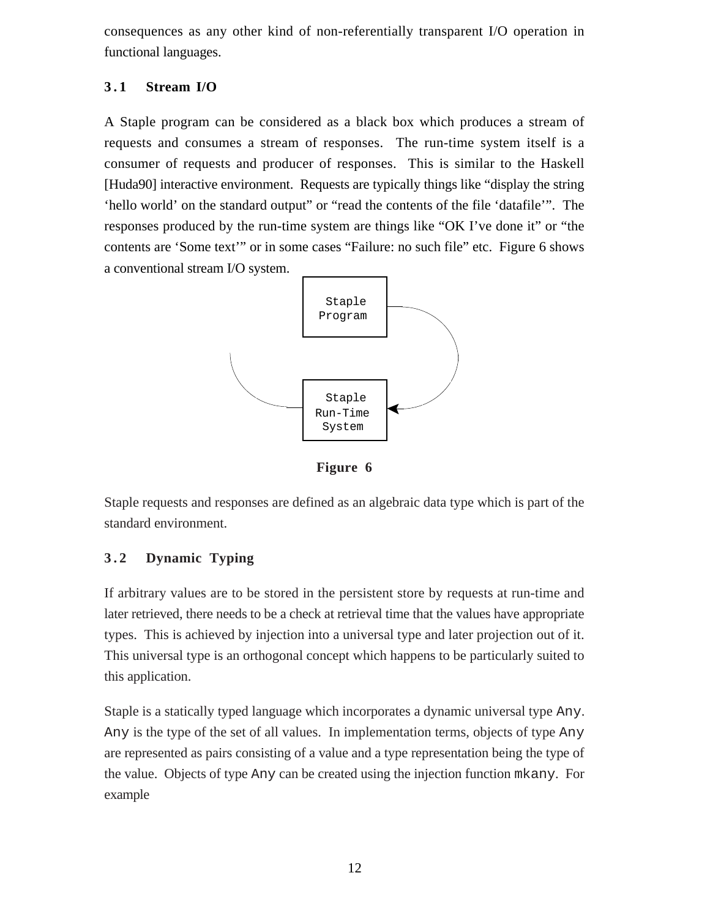consequences as any other kind of non-referentially transparent I/O operation in functional languages.

### 3.1 Stream I/O

A Staple program can be considered as a black box which produces a stream of requests and consumes a stream of responses. The run-time system itself is a consumer of requests and producer of responses. This is similar to the Haskell [Huda90] interactive environment. Requests are typically things like "display the string 'hello world' on the standard output" or "read the contents of the file 'datafile'". The responses produced by the run-time system are things like "OK I've done it" or "the contents are 'Some text'" or in some cases "Failure: no such file" etc. Figure 6 shows a conventional stream I/O system.

Staple Program

Staple Run-Time System

**Figure 6**

Staple requests and responses are defined as an algebraic data type which is part of the standard environment.

### 3.2 Dynamic Typing

If arbitrary values are to be stored in the persistent store by requests at run-time and later retrieved, there needs to be a check at retrieval time that the values have appropriate types. This is achieved by injection into a universal type and later projection out of it. This universal type is an orthogonal concept which happens to be particularly suited to this application.

Staple is a statically typed language which incorporates a dynamic universal type `Any`. `Any` is the type of the set of all values. In implementation terms, objects of type `Any` are represented as pairs consisting of a value and a type representation being the type of the value. Objects of type `Any` can be created using the injection function `mkany`. For example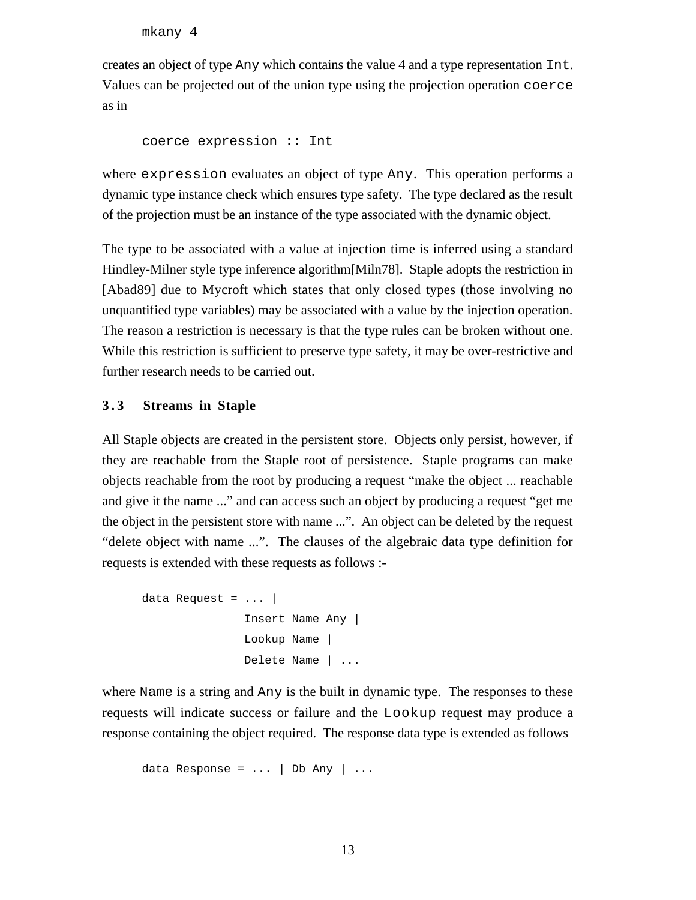```
mkany 4
```

creates an object of type `Any` which contains the value 4 and a type representation `Int`. Values can be projected out of the union type using the projection operation `coerce` as in

```
coerce expression :: Int
```

where `expression` evaluates an object of type `Any`. This operation performs a dynamic type instance check which ensures type safety. The type declared as the result of the projection must be an instance of the type associated with the dynamic object.

The type to be associated with a value at injection time is inferred using a standard Hindley-Milner style type inference algorithm[Miln78]. Staple adopts the restriction in [Abad89] due to Mycroft which states that only closed types (those involving no unquantified type variables) may be associated with a value by the injection operation. The reason a restriction is necessary is that the type rules can be broken without one. While this restriction is sufficient to preserve type safety, it may be over-restrictive and further research needs to be carried out.

### 3.3 Streams in Staple

All Staple objects are created in the persistent store. Objects only persist, however, if they are reachable from the Staple root of persistence. Staple programs can make objects reachable from the root by producing a request "make the object ... reachable and give it the name ..." and can access such an object by producing a request "get me the object in the persistent store with name ...". An object can be deleted by the request "delete object with name ...". The clauses of the algebraic data type definition for requests is extended with these requests as follows :-

```
data Request = ... |
               Insert Name Any |
               Lookup Name |
               Delete Name | ...
```

where `Name` is a string and `Any` is the built in dynamic type. The responses to these requests will indicate success or failure and the `Lookup` request may produce a response containing the object required. The response data type is extended as follows

```
data Response = ... | Db Any | ...
```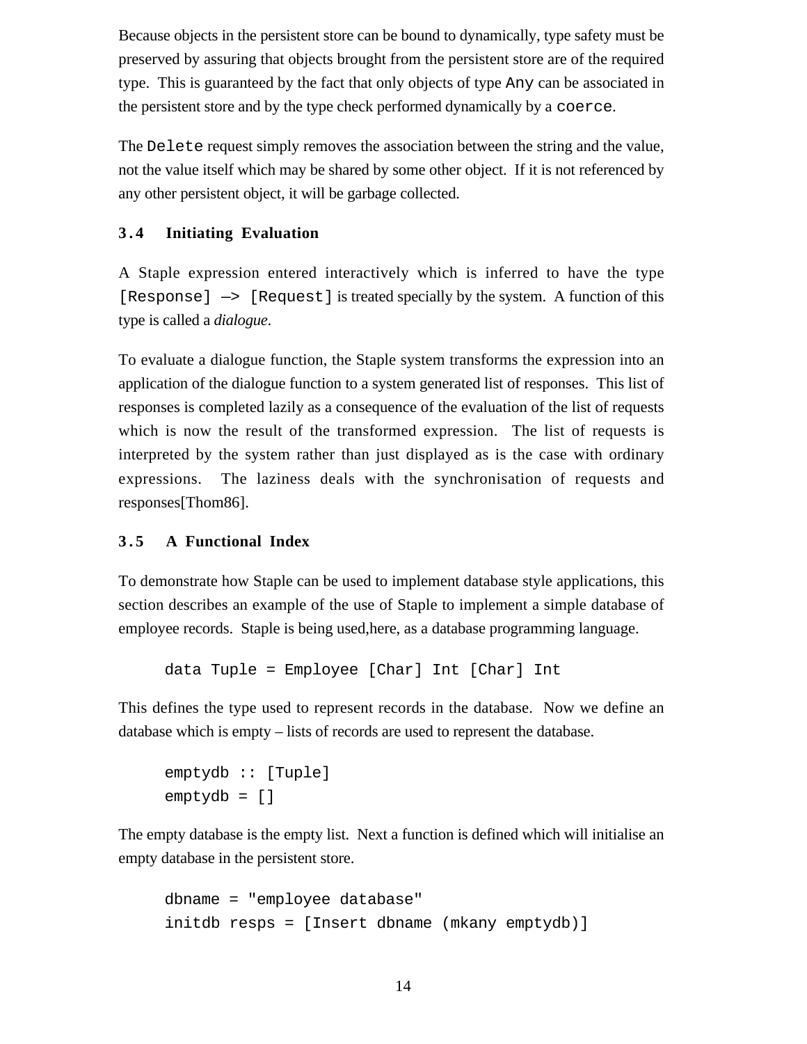Because objects in the persistent store can be bound to dynamically, type safety must be preserved by assuring that objects brought from the persistent store are of the required type. This is guaranteed by the fact that only objects of type `Any` can be associated in the persistent store and by the type check performed dynamically by a `coerce`.

The `Delete` request simply removes the association between the string and the value, not the value itself which may be shared by some other object. If it is not referenced by any other persistent object, it will be garbage collected.

### 3.4 Initiating Evaluation

A Staple expression entered interactively which is inferred to have the type `[Response] —> [Request]` is treated specially by the system. A function of this type is called a *dialogue*.

To evaluate a dialogue function, the Staple system transforms the expression into an application of the dialogue function to a system generated list of responses. This list of responses is completed lazily as a consequence of the evaluation of the list of requests which is now the result of the transformed expression. The list of requests is interpreted by the system rather than just displayed as is the case with ordinary expressions. The laziness deals with the synchronisation of requests and responses[Thom86].

### 3.5 A Functional Index

To demonstrate how Staple can be used to implement database style applications, this section describes an example of the use of Staple to implement a simple database of employee records. Staple is being used,here, as a database programming language.

```
data Tuple = Employee [Char] Int [Char] Int
```

This defines the type used to represent records in the database. Now we define an database which is empty – lists of records are used to represent the database.

```
emptydb :: [Tuple]
emptydb = []
```

The empty database is the empty list. Next a function is defined which will initialise an empty database in the persistent store.

```
dbname = "employee database"
initdb resps = [Insert dbname (mkany emptydb)]
```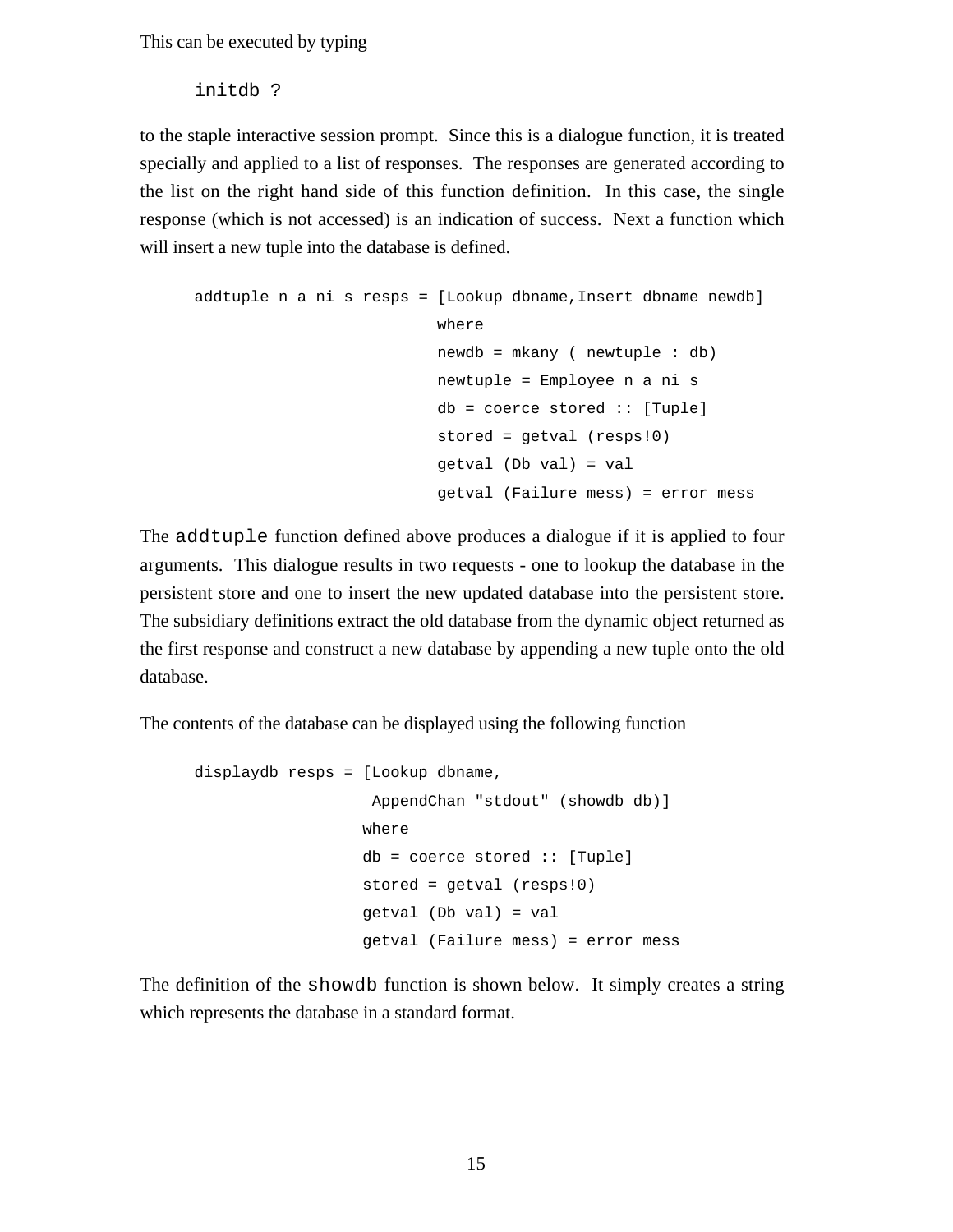This can be executed by typing

```
initdb ?
```

to the staple interactive session prompt. Since this is a dialogue function, it is treated specially and applied to a list of responses. The responses are generated according to the list on the right hand side of this function definition. In this case, the single response (which is not accessed) is an indication of success. Next a function which will insert a new tuple into the database is defined.

```
addtuple n a ni s resps = [Lookup dbname,Insert dbname newdb]
                          where
                          newdb = mkany ( newtuple : db)
                          newtuple = Employee n a ni s
                          db = coerce stored :: [Tuple]
                          stored = getval (resps!0)
                          getval (Db val) = val
                          getval (Failure mess) = error mess
```

The `addtuple` function defined above produces a dialogue if it is applied to four arguments. This dialogue results in two requests - one to lookup the database in the persistent store and one to insert the new updated database into the persistent store. The subsidiary definitions extract the old database from the dynamic object returned as the first response and construct a new database by appending a new tuple onto the old database.

The contents of the database can be displayed using the following function

```
displaydb resps = [Lookup dbname,
                    AppendChan "stdout" (showdb db)]
                  where
                  db = coerce stored :: [Tuple]
                  stored = getval (resps!0)
                  getval (Db val) = val
                  getval (Failure mess) = error mess
```

The definition of the `showdb` function is shown below. It simply creates a string which represents the database in a standard format.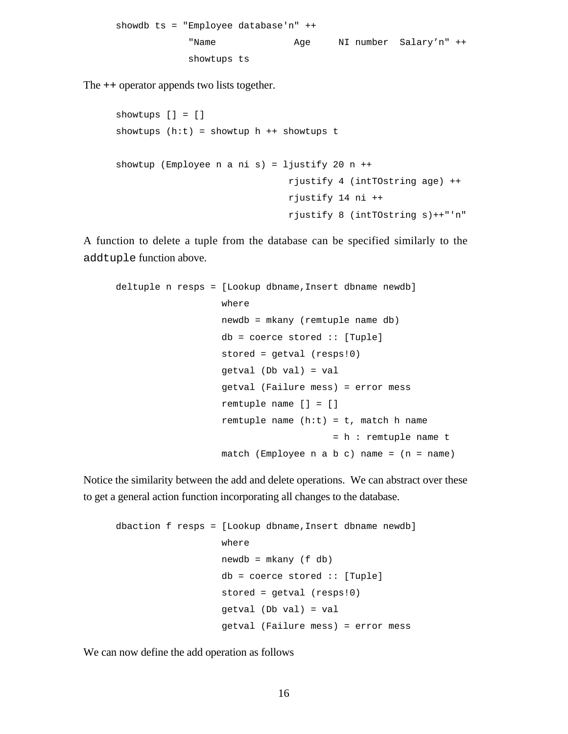```
showdb ts = "Employee database'n" ++
            "Name              Age     NI number  Salary’n" ++
            showtups ts
```

The ++ operator appends two lists together.

```
showtups [] = []
showtups (h:t) = showtup h ++ showtups t

showtup (Employee n a ni s) = ljustify 20 n ++
                              rjustify 4 (intTOstring age) ++
                              rjustify 14 ni ++
                              rjustify 8 (intTOstring s)++"'n"
```

A function to delete a tuple from the database can be specified similarly to the `addtuple` function above.

```
deltuple n resps = [Lookup dbname,Insert dbname newdb]
                   where
                   newdb = mkany (remtuple name db)
                   db = coerce stored :: [Tuple]
                   stored = getval (resps!0)
                   getval (Db val) = val
                   getval (Failure mess) = error mess
                   remtuple name [] = []
                   remtuple name (h:t) = t, match h name
                                       = h : remtuple name t
                   match (Employee n a b c) name = (n = name)
```

Notice the similarity between the add and delete operations. We can abstract over these to get a general action function incorporating all changes to the database.

```
dbaction f resps = [Lookup dbname,Insert dbname newdb]
                   where
                   newdb = mkany (f db)
                   db = coerce stored :: [Tuple]
                   stored = getval (resps!0)
                   getval (Db val) = val
                   getval (Failure mess) = error mess
```

We can now define the add operation as follows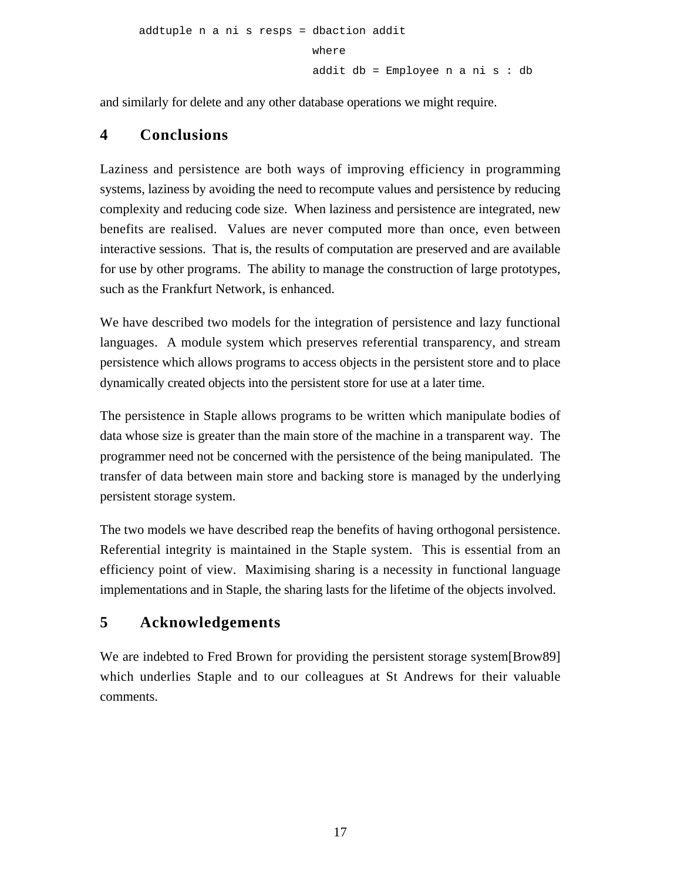```
addtuple n a ni s resps = dbaction addit
                          where
                          addit db = Employee n a ni s : db
```

and similarly for delete and any other database operations we might require.

## 4 Conclusions

Laziness and persistence are both ways of improving efficiency in programming systems, laziness by avoiding the need to recompute values and persistence by reducing complexity and reducing code size. When laziness and persistence are integrated, new benefits are realised. Values are never computed more than once, even between interactive sessions. That is, the results of computation are preserved and are available for use by other programs. The ability to manage the construction of large prototypes, such as the Frankfurt Network, is enhanced.

We have described two models for the integration of persistence and lazy functional languages. A module system which preserves referential transparency, and stream persistence which allows programs to access objects in the persistent store and to place dynamically created objects into the persistent store for use at a later time.

The persistence in Staple allows programs to be written which manipulate bodies of data whose size is greater than the main store of the machine in a transparent way. The programmer need not be concerned with the persistence of the being manipulated. The transfer of data between main store and backing store is managed by the underlying persistent storage system.

The two models we have described reap the benefits of having orthogonal persistence. Referential integrity is maintained in the Staple system. This is essential from an efficiency point of view. Maximising sharing is a necessity in functional language implementations and in Staple, the sharing lasts for the lifetime of the objects involved.

## 5 Acknowledgements

We are indebted to Fred Brown for providing the persistent storage system[Brow89] which underlies Staple and to our colleagues at St Andrews for their valuable comments.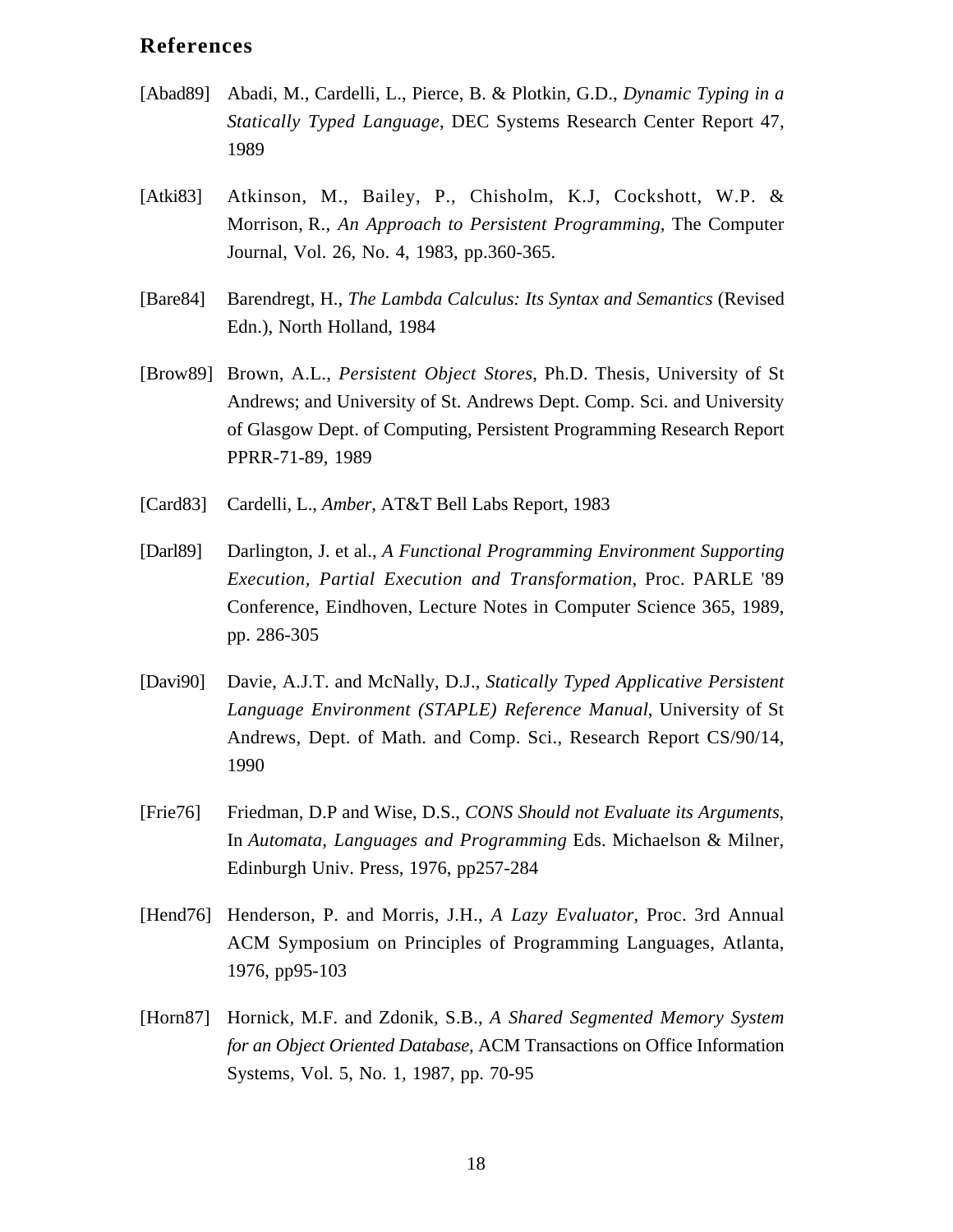## References

[Abad89] Abadi, M., Cardelli, L., Pierce, B. & Plotkin, G.D., *Dynamic Typing in a Statically Typed Language*, DEC Systems Research Center Report 47, 1989

[Atki83] Atkinson, M., Bailey, P., Chisholm, K.J, Cockshott, W.P. & Morrison, R., *An Approach to Persistent Programming*, The Computer Journal, Vol. 26, No. 4, 1983, pp.360-365.

[Bare84] Barendregt, H., *The Lambda Calculus: Its Syntax and Semantics* (Revised Edn.), North Holland, 1984

[Brow89] Brown, A.L., *Persistent Object Stores*, Ph.D. Thesis, University of St Andrews; and University of St. Andrews Dept. Comp. Sci. and University of Glasgow Dept. of Computing, Persistent Programming Research Report PPRR-71-89, 1989

[Card83] Cardelli, L., *Amber*, AT&T Bell Labs Report, 1983

[Darl89] Darlington, J. et al., *A Functional Programming Environment Supporting Execution, Partial Execution and Transformation*, Proc. PARLE '89 Conference, Eindhoven, Lecture Notes in Computer Science 365, 1989, pp. 286-305

[Davi90] Davie, A.J.T. and McNally, D.J., *Statically Typed Applicative Persistent Language Environment (STAPLE) Reference Manual*, University of St Andrews, Dept. of Math. and Comp. Sci., Research Report CS/90/14, 1990

[Frie76] Friedman, D.P and Wise, D.S., *CONS Should not Evaluate its Arguments*, In *Automata, Languages and Programming* Eds. Michaelson & Milner, Edinburgh Univ. Press, 1976, pp257-284

[Hend76] Henderson, P. and Morris, J.H., *A Lazy Evaluator*, Proc. 3rd Annual ACM Symposium on Principles of Programming Languages, Atlanta, 1976, pp95-103

[Horn87] Hornick, M.F. and Zdonik, S.B., *A Shared Segmented Memory System for an Object Oriented Database*, ACM Transactions on Office Information Systems, Vol. 5, No. 1, 1987, pp. 70-95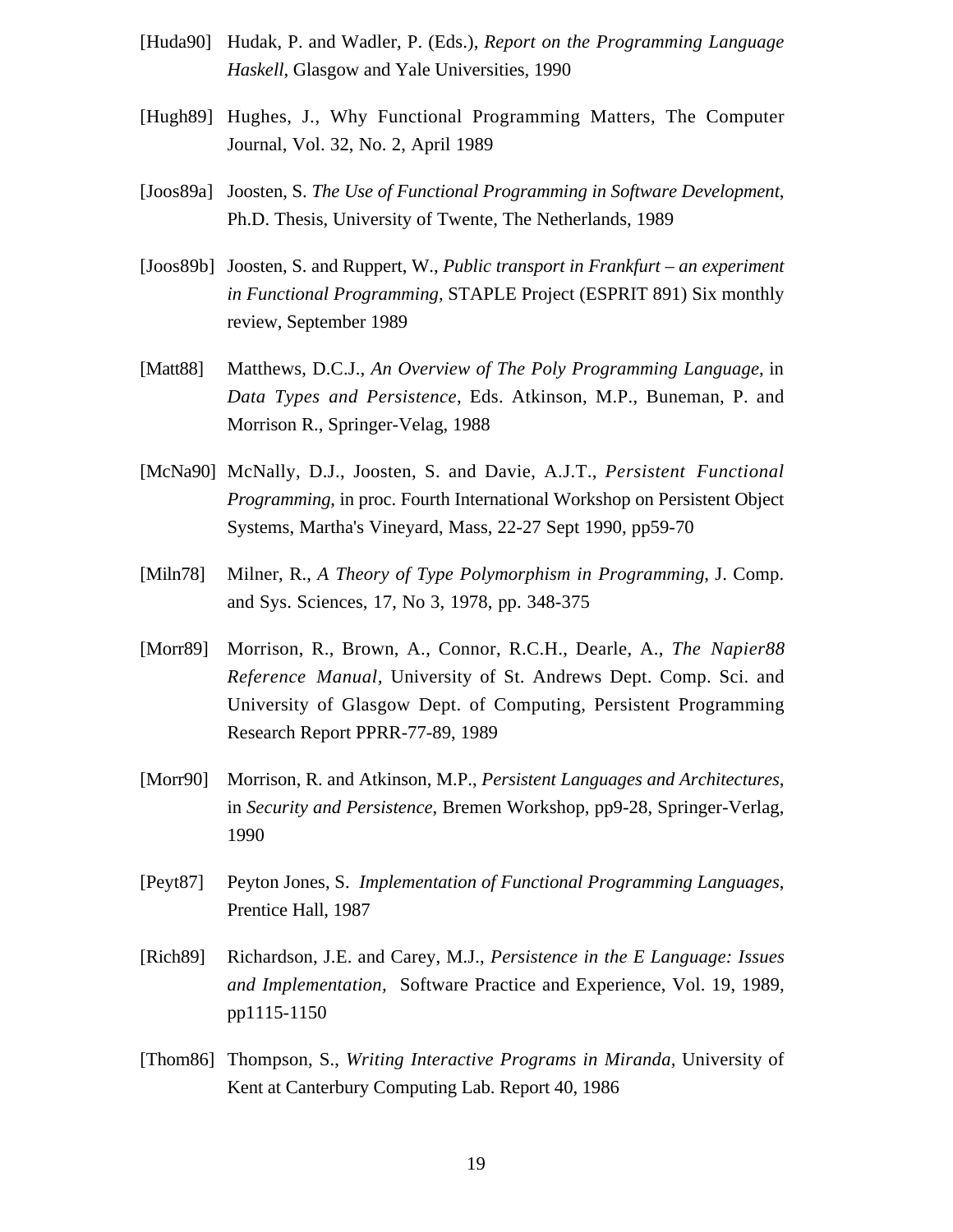[Huda90] Hudak, P. and Wadler, P. (Eds.), *Report on the Programming Language Haskell*, Glasgow and Yale Universities, 1990

[Hugh89] Hughes, J., Why Functional Programming Matters, The Computer Journal, Vol. 32, No. 2, April 1989

[Joos89a] Joosten, S. *The Use of Functional Programming in Software Development*, Ph.D. Thesis, University of Twente, The Netherlands, 1989

[Joos89b] Joosten, S. and Ruppert, W., *Public transport in Frankfurt – an experiment in Functional Programming,* STAPLE Project (ESPRIT 891) Six monthly review, September 1989

[Matt88] Matthews, D.C.J., *An Overview of The Poly Programming Language*, in *Data Types and Persistence*, Eds. Atkinson, M.P., Buneman, P. and Morrison R., Springer-Velag, 1988

[McNa90] McNally, D.J., Joosten, S. and Davie, A.J.T., *Persistent Functional Programming*, in proc. Fourth International Workshop on Persistent Object Systems, Martha's Vineyard, Mass, 22-27 Sept 1990, pp59-70

[Miln78] Milner, R., *A Theory of Type Polymorphism in Programming*, J. Comp. and Sys. Sciences, 17, No 3, 1978, pp. 348-375

[Morr89] Morrison, R., Brown, A., Connor, R.C.H., Dearle, A., *The Napier88 Reference Manual,* University of St. Andrews Dept. Comp. Sci. and University of Glasgow Dept. of Computing, Persistent Programming Research Report PPRR-77-89, 1989

[Morr90] Morrison, R. and Atkinson, M.P., *Persistent Languages and Architectures*, in *Security and Persistence*, Bremen Workshop, pp9-28, Springer-Verlag, 1990

[Peyt87] Peyton Jones, S. *Implementation of Functional Programming Languages*, Prentice Hall, 1987

[Rich89] Richardson, J.E. and Carey, M.J., *Persistence in the E Language: Issues and Implementation,* Software Practice and Experience, Vol. 19, 1989, pp1115-1150

[Thom86] Thompson, S., *Writing Interactive Programs in Miranda,* University of Kent at Canterbury Computing Lab. Report 40, 1986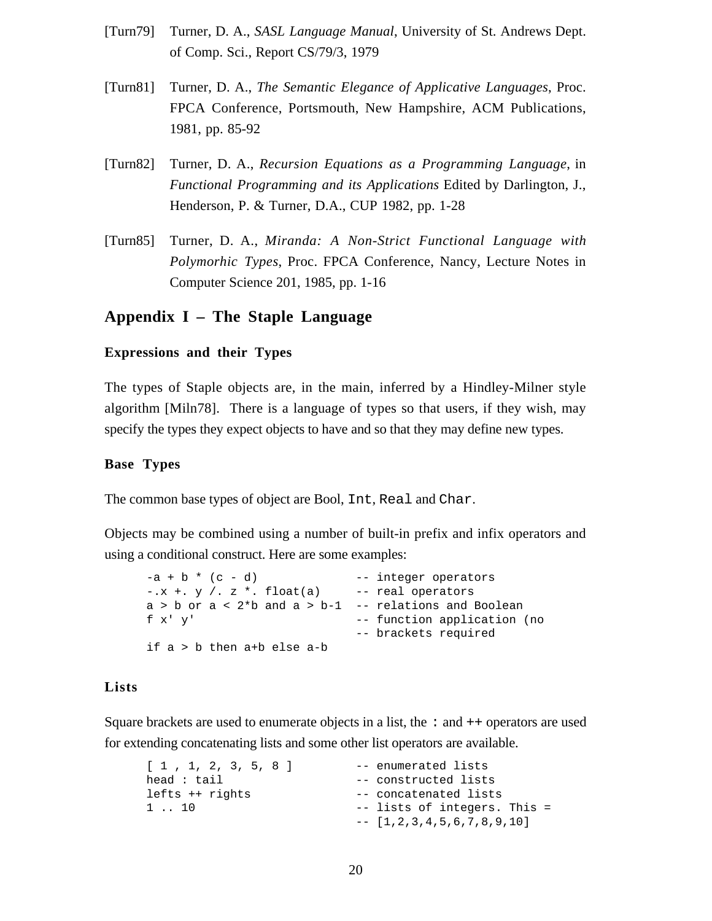[Turn79] Turner, D. A., *SASL Language Manual*, University of St. Andrews Dept. of Comp. Sci., Report CS/79/3, 1979

[Turn81] Turner, D. A., *The Semantic Elegance of Applicative Languages*, Proc. FPCA Conference, Portsmouth, New Hampshire, ACM Publications, 1981, pp. 85-92

[Turn82] Turner, D. A., *Recursion Equations as a Programming Language*, in *Functional Programming and its Applications* Edited by Darlington, J., Henderson, P. & Turner, D.A., CUP 1982, pp. 1-28

[Turn85] Turner, D. A., *Miranda: A Non-Strict Functional Language with Polymorhic Types*, Proc. FPCA Conference, Nancy, Lecture Notes in Computer Science 201, 1985, pp. 1-16

## Appendix I – The Staple Language

### Expressions and their Types

The types of Staple objects are, in the main, inferred by a Hindley-Milner style algorithm [Miln78]. There is a language of types so that users, if they wish, may specify the types they expect objects to have and so that they may define new types.

### Base Types

The common base types of object are Bool, `Int`, `Real` and `Char`.

Objects may be combined using a number of built-in prefix and infix operators and using a conditional construct. Here are some examples:

```
-a + b * (c - d)              -- integer operators
-.x +. y /. z *. float(a)     -- real operators
a > b or a < 2*b and a > b-1  -- relations and Boolean
f x' y'                       -- function application (no
                              -- brackets required
if a > b then a+b else a-b
```

### Lists

Square brackets are used to enumerate objects in a list, the `:` and `++` operators are used for extending concatenating lists and some other list operators are available.

```
[ 1 , 1, 2, 3, 5, 8 ]         -- enumerated lists
head : tail                   -- constructed lists
lefts ++ rights               -- concatenated lists
1 .. 10                       -- lists of integers. This =
                              -- [1,2,3,4,5,6,7,8,9,10]
```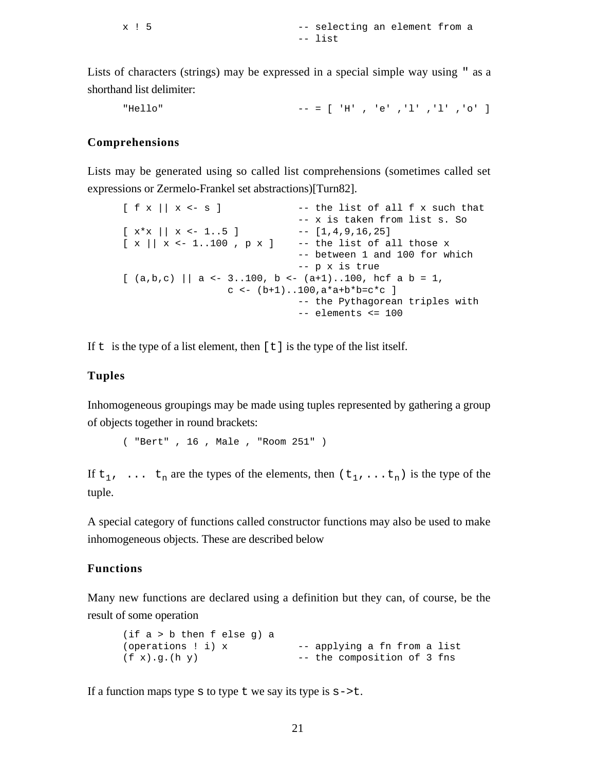```
x ! 5                           -- selecting an element from a
                                -- list
```

Lists of characters (strings) may be expressed in a special simple way using " as a shorthand list delimiter:

```
"Hello"                         -- = [ 'H' , 'e' ,'l' ,'l' ,'o' ]
```

### Comprehensions

Lists may be generated using so called list comprehensions (sometimes called set expressions or Zermelo-Frankel set abstractions)[Turn82].

```
[ f x || x <- s ]               -- the list of all f x such that
                                -- x is taken from list s. So
[ x*x || x <- 1..5 ]            -- [1,4,9,16,25]
[ x || x <- 1..100 , p x ]      -- the list of all those x
                                -- between 1 and 100 for which
                                -- p x is true
[ (a,b,c) || a <- 3..100, b <- (a+1)..100, hcf a b = 1,
                  c <- (b+1)..100,a*a+b*b=c*c ]
                                -- the Pythagorean triples with
                                -- elements <= 100
```

If `t` is the type of a list element, then `[t]` is the type of the list itself.

### Tuples

Inhomogeneous groupings may be made using tuples represented by gathering a group of objects together in round brackets:

```
( "Bert" , 16 , Male , "Room 251" )
```

If $t_1, \ldots t_n$ are the types of the elements, then $(t_1, \ldots t_n)$ is the type of the tuple.

A special category of functions called constructor functions may also be used to make inhomogeneous objects. These are described below

### Functions

Many new functions are declared using a definition but they can, of course, be the result of some operation

```
(if a > b then f else g) a
(operations ! i) x              -- applying a fn from a list
(f x).g.(h y)                   -- the composition of 3 fns
```

If a function maps type `s` to type `t` we say its type is `s->t`.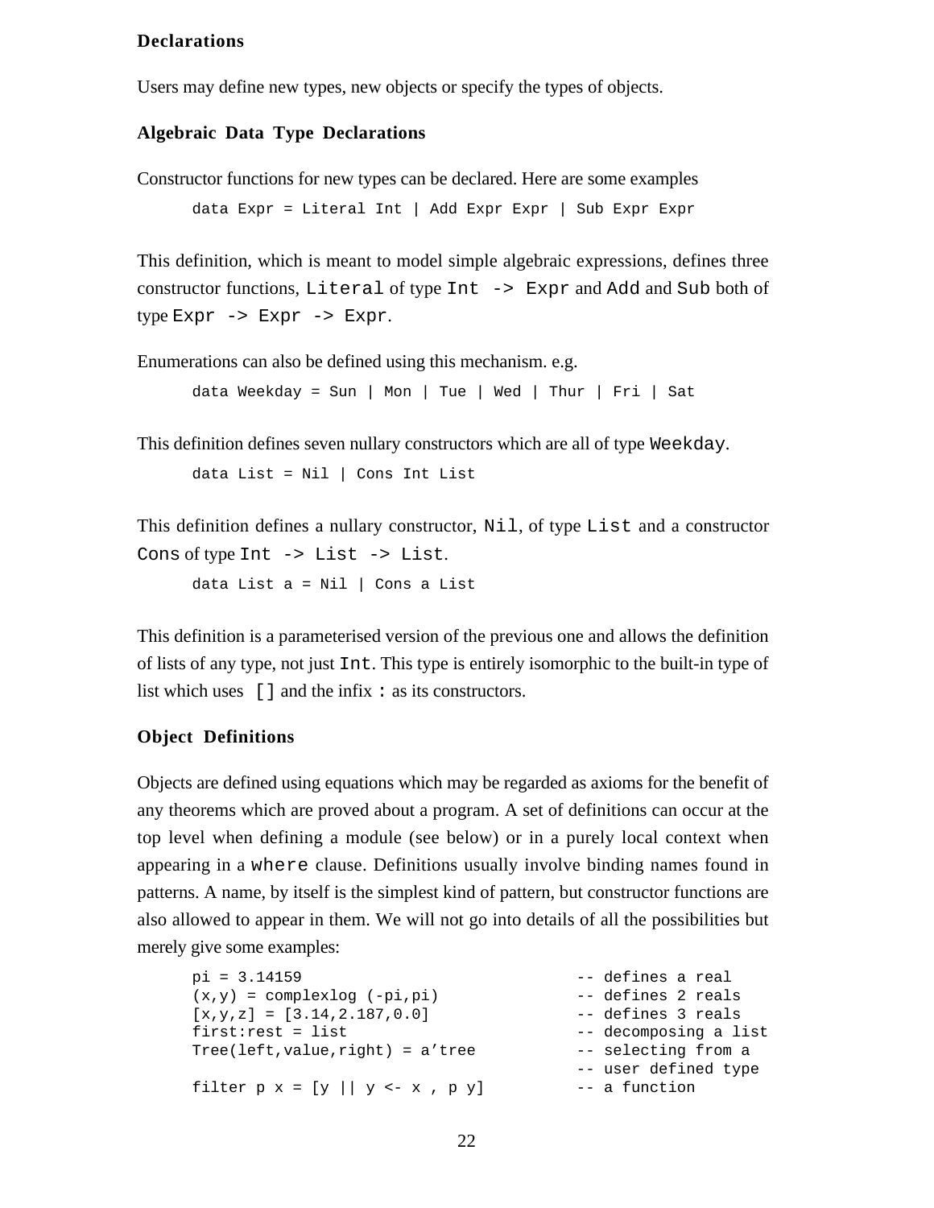**Declarations**

Users may define new types, new objects or specify the types of objects.

**Algebraic Data Type Declarations**

Constructor functions for new types can be declared. Here are some examples

```
data Expr = Literal Int | Add Expr Expr | Sub Expr Expr
```

This definition, which is meant to model simple algebraic expressions, defines three constructor functions, `Literal` of type `Int -> Expr` and `Add` and `Sub` both of type `Expr -> Expr -> Expr`.

Enumerations can also be defined using this mechanism. e.g.

```
data Weekday = Sun | Mon | Tue | Wed | Thur | Fri | Sat
```

This definition defines seven nullary constructors which are all of type `Weekday`.

```
data List = Nil | Cons Int List
```

This definition defines a nullary constructor, `Nil`, of type `List` and a constructor `Cons` of type `Int -> List -> List`.

```
data List a = Nil | Cons a List
```

This definition is a parameterised version of the previous one and allows the definition of lists of any type, not just `Int`. This type is entirely isomorphic to the built-in type of list which uses `[]` and the infix `:` as its constructors.

**Object Definitions**

Objects are defined using equations which may be regarded as axioms for the benefit of any theorems which are proved about a program. A set of definitions can occur at the top level when defining a module (see below) or in a purely local context when appearing in a `where` clause. Definitions usually involve binding names found in patterns. A name, by itself is the simplest kind of pattern, but constructor functions are also allowed to appear in them. We will not go into details of all the possibilities but merely give some examples:

```
pi = 3.14159                             -- defines a real
(x,y) = complexlog (-pi,pi)              -- defines 2 reals
[x,y,z] = [3.14,2.187,0.0]               -- defines 3 reals
first:rest = list                        -- decomposing a list
Tree(left,value,right) = a'tree          -- selecting from a
                                         -- user defined type
filter p x = [y || y <- x , p y]         -- a function
```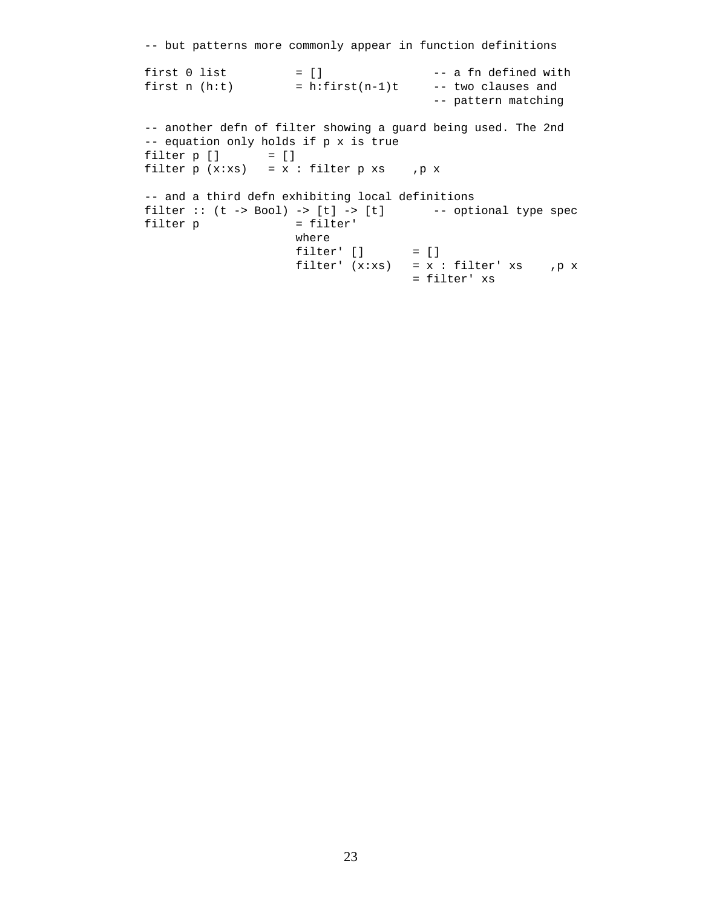```
-- but patterns more commonly appear in function definitions

first 0 list          = []                -- a fn defined with
first n (h:t)         = h:first(n-1)t     -- two clauses and
                                          -- pattern matching

-- another defn of filter showing a guard being used. The 2nd
-- equation only holds if p x is true
filter p []       = []
filter p (x:xs)   = x : filter p xs    ,p x

-- and a third defn exhibiting local definitions
filter :: (t -> Bool) -> [t] -> [t]       -- optional type spec
filter p              = filter'
                      where
                      filter' []       = []
                      filter' (x:xs)   = x : filter' xs    ,p x
                                       = filter' xs
```